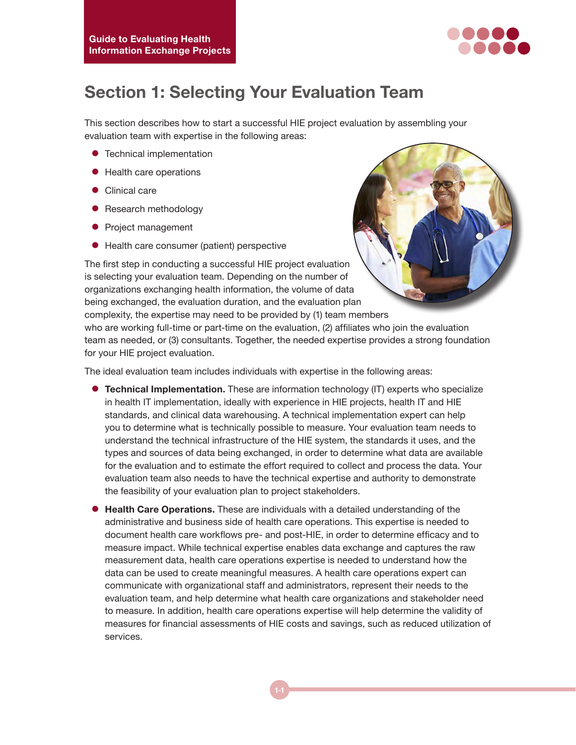# Section 1: Selecting Your Evaluation Team

This section describes how to start a successful HIE project evaluation by assembling your evaluation team with expertise in the following areas:

- Technical implementation
- Health care operations
- Clinical care
- Research methodology
- Project management
- Health care consumer (patient) perspective

The first step in conducting a successful HIE project evaluation is selecting your evaluation team. Depending on the number of organizations exchanging health information, the volume of data being exchanged, the evaluation duration, and the evaluation plan complexity, the expertise may need to be provided by (1) team members who are working full-time or part-time on the evaluation, (2) affiliates who join the evaluation team as needed, or (3) consultants. Together, the needed expertise provides a strong foundation for your HIE project evaluation.

The ideal evaluation team includes individuals with expertise in the following areas:

- **Technical Implementation.** These are information technology (IT) experts who specialize in health IT implementation, ideally with experience in HIE projects, health IT and HIE standards, and clinical data warehousing. A technical implementation expert can help you to determine what is technically possible to measure. Your evaluation team needs to understand the technical infrastructure of the HIE system, the standards it uses, and the types and sources of data being exchanged, in order to determine what data are available for the evaluation and to estimate the effort required to collect and process the data. Your evaluation team also needs to have the technical expertise and authority to demonstrate the feasibility of your evaluation plan to project stakeholders.
- **Health Care Operations.** These are individuals with a detailed understanding of the administrative and business side of health care operations. This expertise is needed to document health care workflows pre- and post-HIE, in order to determine efficacy and to measure impact. While technical expertise enables data exchange and captures the raw measurement data, health care operations expertise is needed to understand how the data can be used to create meaningful measures. A health care operations expert can communicate with organizational staff and administrators, represent their needs to the evaluation team, and help determine what health care organizations and stakeholder need to measure. In addition, health care operations expertise will help determine the validity of measures for financial assessments of HIE costs and savings, such as reduced utilization of services.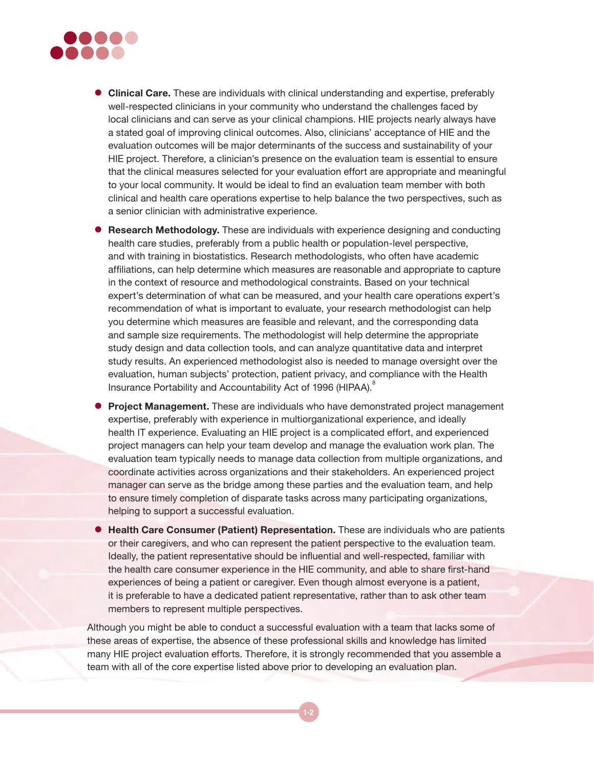- **Clinical Care.** These are individuals with clinical understanding and expertise, preferably well-respected clinicians in your community who understand the challenges faced by local clinicians and can serve as your clinical champions. HIE projects nearly always have a stated goal of improving clinical outcomes. Also, clinicians' acceptance of HIE and the evaluation outcomes will be major determinants of the success and sustainability of your HIE project. Therefore, a clinician's presence on the evaluation team is essential to ensure that the clinical measures selected for your evaluation effort are appropriate and meaningful to your local community. It would be ideal to find an evaluation team member with both clinical and health care operations expertise to help balance the two perspectives, such as a senior clinician with administrative experience.
- **Research Methodology.** These are individuals with experience designing and conducting health care studies, preferably from a public health or population-level perspective, and with training in biostatistics. Research methodologists, who often have academic affiliations, can help determine which measures are reasonable and appropriate to capture in the context of resource and methodological constraints. Based on your technical expert's determination of what can be measured, and your health care operations expert's recommendation of what is important to evaluate, your research methodologist can help you determine which measures are feasible and relevant, and the corresponding data and sample size requirements. The methodologist will help determine the appropriate study design and data collection tools, and can analyze quantitative data and interpret study results. An experienced methodologist also is needed to manage oversight over the evaluation, human subjects' protection, patient privacy, and compliance with the Health Insurance Portability and Accountability Act of 1996 (HIPAA).[8]
- **Project Management.** These are individuals who have demonstrated project management expertise, preferably with experience in multiorganizational experience, and ideally health IT experience. Evaluating an HIE project is a complicated effort, and experienced project managers can help your team develop and manage the evaluation work plan. The evaluation team typically needs to manage data collection from multiple organizations, and coordinate activities across organizations and their stakeholders. An experienced project manager can serve as the bridge among these parties and the evaluation team, and help to ensure timely completion of disparate tasks across many participating organizations, helping to support a successful evaluation.
- **Health Care Consumer (Patient) Representation.** These are individuals who are patients or their caregivers, and who can represent the patient perspective to the evaluation team. Ideally, the patient representative should be influential and well-respected, familiar with the health care consumer experience in the HIE community, and able to share first-hand experiences of being a patient or caregiver. Even though almost everyone is a patient, it is preferable to have a dedicated patient representative, rather than to ask other team members to represent multiple perspectives.

Although you might be able to conduct a successful evaluation with a team that lacks some of these areas of expertise, the absence of these professional skills and knowledge has limited many HIE project evaluation efforts. Therefore, it is strongly recommended that you assemble a team with all of the core expertise listed above prior to developing an evaluation plan.